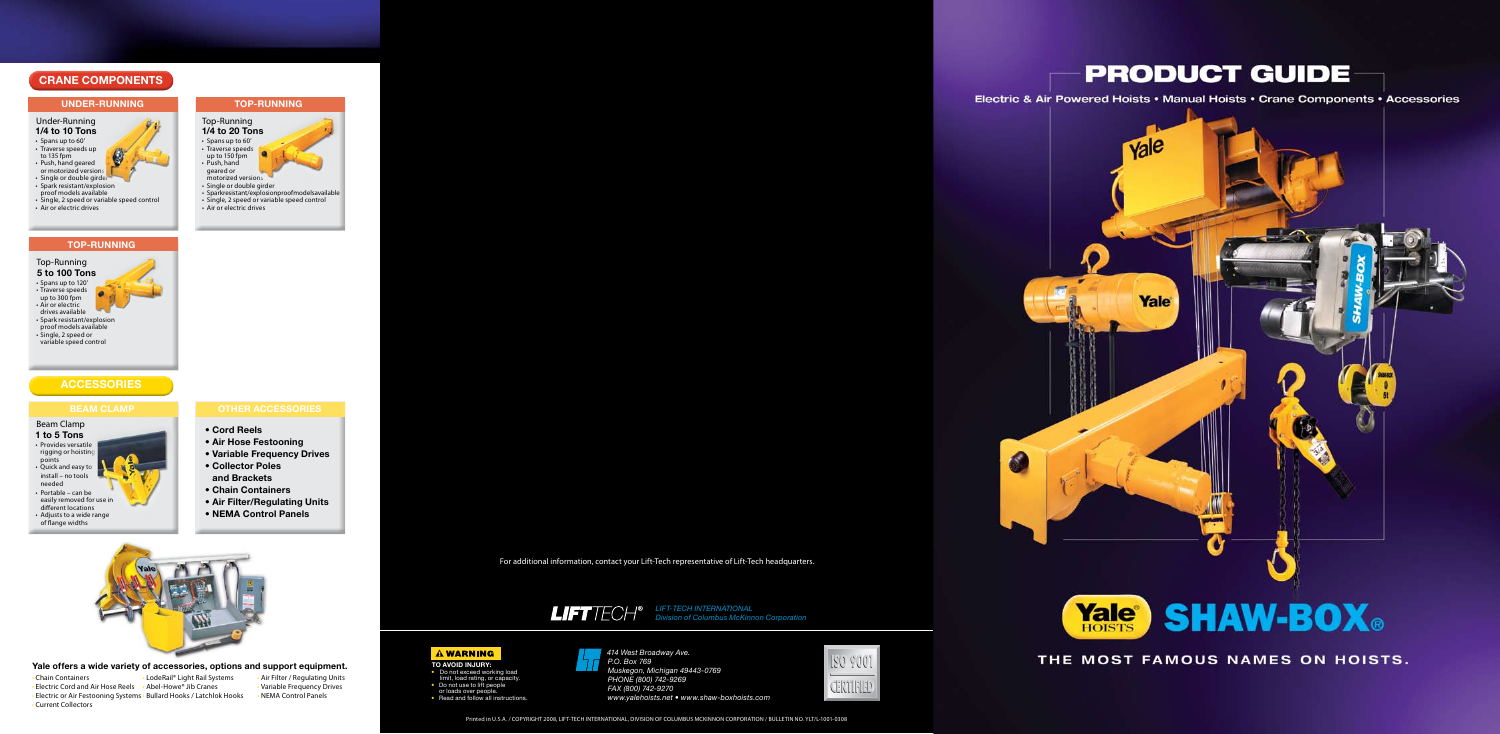## CRANE COMPONENTS

### UNDER-RUNNING

**Under-Running**
**1/4 to 10 Tons**

- Spans up to 60'
- Traverse speeds up to 135 fpm
- Push, hand geared or motorized versions
- Single or double girder
- Spark resistant/explosion proof models available
- Single, 2 speed or variable speed control
- Air or electric drives

### TOP-RUNNING

**Top-Running**
**1/4 to 20 Tons**

- Spans up to 60'
- Traverse speeds up to 150 fpm
- Push, hand geared or motorized versions
- Single or double girder
- Sparkresistant/explosionproofmodelsavailable
- Single, 2 speed or variable speed control
- Air or electric drives

### TOP-RUNNING

**Top-Running**
**5 to 100 Tons**

- Spans up to 120'
- Traverse speeds up to 300 fpm
- Air or electric drives available
- Spark resistant/explosion proof models available
- Single, 2 speed or variable speed control

## ACCESSORIES

### BEAM CLAMP

**Beam Clamp**
**1 to 5 Tons**

- Provides versatile rigging or hoisting points
- Quick and easy to install – no tools needed
- Portable – can be easily removed for use in different locations
- Adjusts to a wide range of flange widths

### OTHER ACCESSORIES

- **Cord Reels**
- **Air Hose Festooning**
- **Variable Frequency Drives**
- **Collector Poles and Brackets**
- **Chain Containers**
- **Air Filter/Regulating Units**
- **NEMA Control Panels**

**Yale offers a wide variety of accessories, options and support equipment.**

- Chain Containers
- Electric Cord and Air Hose Reels
- Electric or Air Festooning Systems
- Current Collectors
- LodeRail® Light Rail Systems
- Abel-Howe® Jib Cranes
- Bullard Hooks / Latchlok Hooks
- Air Filter / Regulating Units
- Variable Frequency Drives
- NEMA Control Panels

For additional information, contact your Lift-Tech representative of Lift-Tech headquarters.

**LIFTTECH®** *LIFT-TECH INTERNATIONAL Division of Columbus McKinnon Corporation*

**⚠ WARNING**

**TO AVOID INJURY:**

- Do not exceed working load limit, load rating, or capacity.
- Do not use to lift people or loads over people.
- Read and follow all instructions.

*414 West Broadway Ave.*
*P.O. Box 769*
*Muskegon, Michigan 49443-0769*
*PHONE (800) 742-9269*
*FAX (800) 742-9270*
*www.yalehoists.net • www.shaw-boxhoists.com*

ISO 9001 CERTIFIED

Printed in U.S.A. / COPYRIGHT 2008, LIFT-TECH INTERNATIONAL, DIVISION OF COLUMBUS MCKINNON CORPORATION / BULLETIN NO. YLT/L-1001-0308

# PRODUCT GUIDE

**Electric & Air Powered Hoists • Manual Hoists • Crane Components • Accessories**

**Yale® HOISTS SHAW-BOX®**

**THE MOST FAMOUS NAMES ON HOISTS.**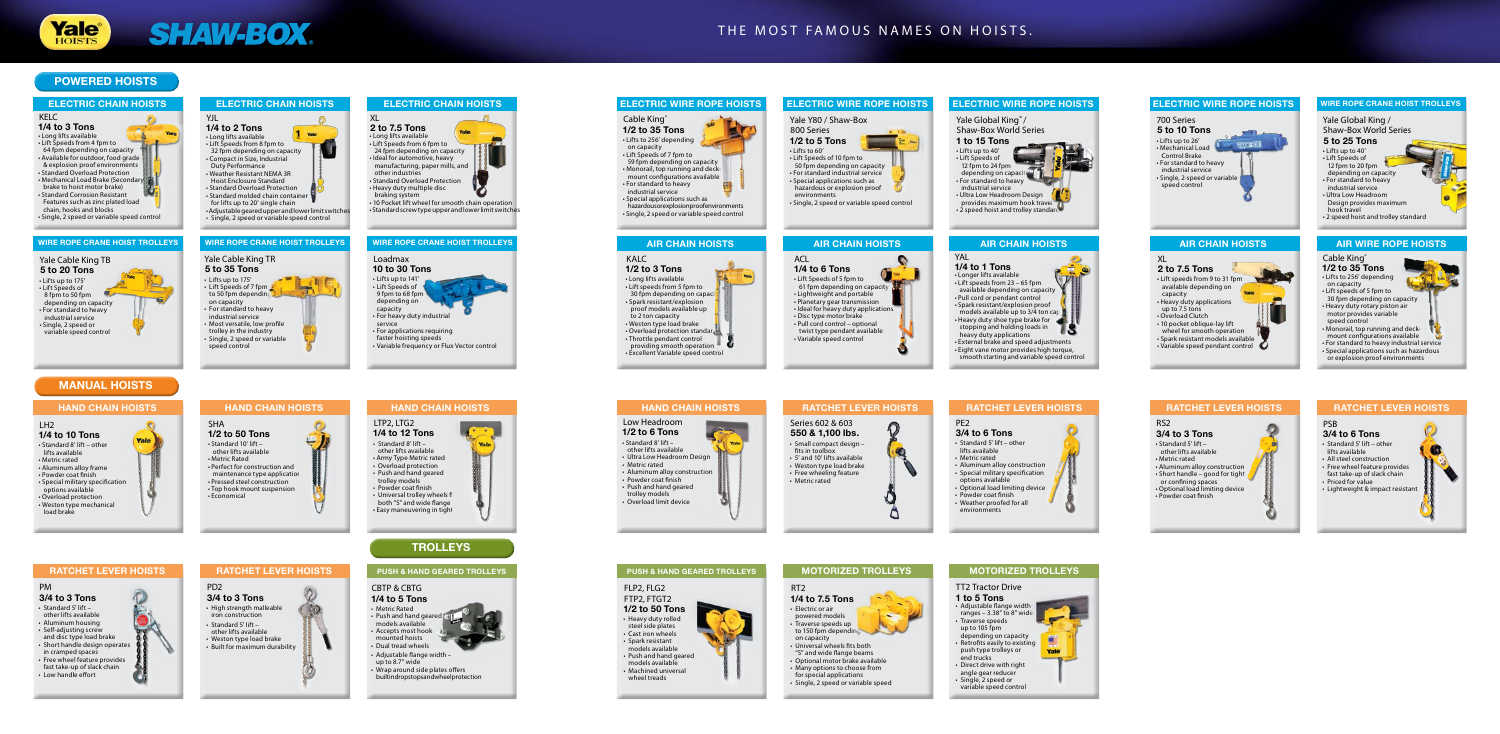Yale HOISTS SHAW-BOX

THE MOST FAMOUS NAMES ON HOISTS.

# POWERED HOISTS

## ELECTRIC CHAIN HOISTS

KELC

**1/4 to 3 Tons**

- Long lifts available
- Lift Speeds from 4 fpm to 64 fpm depending on capacity
- Available for outdoor, food grade & explosion proof environments
- Standard Overload Protection
- Mechanical Load Brake (Secondary brake to hoist motor brake)
- Standard Corrosion Resistant Features such as zinc plated load chain, hooks and blocks
- Single, 2 speed or variable speed control

## ELECTRIC CHAIN HOISTS

YJL

**1/4 to 2 Tons**

- Long lifts available
- Lift Speeds from 8 fpm to 32 fpm depending on capacity
- Compact in Size, Industrial Duty Performance
- Weather Resistant NEMA 3R Hoist Enclosure Standard
- Standard Overload Protection
- Standard molded chain container for lifts up to 20' single chain
- Adjustable geared upper and lower limit switches
- Single, 2 speed or variable speed control

## ELECTRIC CHAIN HOISTS

XL

**2 to 7.5 Tons**

- Long lifts available
- Lift Speeds from 6 fpm to 24 fpm depending on capacity
- Ideal for automotive, heavy manufacturing, paper mills, and other industries
- Standard Overload Protection
- Heavy duty multiple disc braking system
- 10 Pocket lift wheel for smooth chain operation
- Standard screw type upper and lower limit switches

## WIRE ROPE CRANE HOIST TROLLEYS

Yale Cable King TB

**5 to 20 Tons**

- Lifts up to 175'
- Lift Speeds of 8 fpm to 50 fpm depending on capacity
- For standard to heavy industrial service
- Single, 2 speed or variable speed control

## WIRE ROPE CRANE HOIST TROLLEYS

Yale Cable King TR

**5 to 35 Tons**

- Lifts up to 175'
- Lift Speeds of 7 fpm to 50 fpm depending on capacity
- For standard to heavy industrial service
- Most versatile, low profile trolley in the industry
- Single, 2 speed or variable speed control

## WIRE ROPE CRANE HOIST TROLLEYS

Loadmax

**10 to 30 Tons**

- Lifts up to 141'
- Lift Speeds of 9 fpm to 68 fpm depending on capacity
- For heavy duty industrial service
- For applications requiring faster hoisting speeds
- Variable frequency or Flux Vector control

## ELECTRIC WIRE ROPE HOISTS

Cable King®

**1/2 to 35 Tons**

- Lifts to 256' depending on capacity
- Lift Speeds of 7 fpm to 59 fpm depending on capacity
- Monorail, top running and deck-mount configurations available
- For standard to heavy industrial service
- Special applications such as hazardous or explosion proof environments
- Single, 2 speed or variable speed control

## ELECTRIC WIRE ROPE HOISTS

Yale Y80 / Shaw-Box 800 Series

**1/2 to 5 Tons**

- Lifts up to 60'
- Lift Speeds of 10 fpm to 50 fpm depending on capacity
- For standard industrial service
- Special applications such as hazardous or explosion proof environments
- Single, 2 speed or variable speed control

## ELECTRIC WIRE ROPE HOISTS

Yale Global King® / Shaw-Box World Series

**1 to 15 Tons**

- Lifts up to 40'
- Lift Speeds of 12 fpm to 24 fpm depending on capacity
- For standard to heavy industrial service
- Ultra Low Headroom Design provides maximum hook travel
- 2 speed hoist and trolley standard

## ELECTRIC WIRE ROPE HOISTS

700 Series

**5 to 10 Tons**

- Lifts up to 26'
- Mechanical Load Control Brake
- For standard to heavy industrial service
- Single, 2-speed or variable speed control

## WIRE ROPE CRANE HOIST TROLLEYS

Yale Global King / Shaw-Box World Series

**5 to 25 Tons**

- Lifts up to 40'
- Lift Speeds of 12 fpm to 20 fpm depending on capacity
- For standard to heavy industrial service
- Ultra Low Headroom Design provides maximum hook travel
- 2 speed hoist and trolley standard

## AIR CHAIN HOISTS

KALC

**1/2 to 3 Tons**

- Long lifts available
- Lift speeds from 5 fpm to 30 fpm depending on capacity
- Spark resistant/explosion proof models available up to 2 ton capacity
- Weston type load brake
- Overload protection standard
- Throttle pendant control providing smooth operation
- Excellent Variable speed control

## AIR CHAIN HOISTS

ACL

**1/4 to 6 Tons**

- Lift Speeds of 5 fpm to 61 fpm depending on capacity
- Lightweight and portable
- Planetary gear transmission
- Ideal for heavy duty applications
- Disc type motor brake
- Pull cord control – optional twist type pendant available
- Variable speed control

## AIR CHAIN HOISTS

YAL

**1/4 to 1 Tons**

- Longer lifts available
- Lift speeds from 23 – 65 fpm available depending on capacity
- Pull cord or pendant control
- Spark resistant/explosion proof models available up to 3/4 ton capacity
- Heavy duty shoe type brake for stopping and holding loads in heavy duty applications
- External brake and speed adjustments
- Eight vane motor provides high torque, smooth starting and variable speed control

## AIR CHAIN HOISTS

XL

**2 to 7.5 Tons**

- Lift speeds from 9 to 31 fpm available depending on capacity
- Heavy duty applications up to 7.5 tons
- Overload Clutch
- 10 pocket oblique-lay lift wheel for smooth operation
- Spark resistant models available
- Variable speed pendant control

## AIR WIRE ROPE HOISTS

Cable King®

**1/2 to 35 Tons**

- Lifts to 256' depending on capacity
- Lift speeds of 5 fpm to 30 fpm depending on capacity
- Heavy duty rotary piston air motor provides variable speed control
- Monorail, top running and deck-mount configurations available
- For standard to heavy industrial service
- Special applications such as hazardous or explosion proof environments

# MANUAL HOISTS

## HAND CHAIN HOISTS

LH2

**1/4 to 10 Tons**

- Standard 8' lift – other lifts available
- Metric rated
- Aluminum alloy frame
- Powder coat finish
- Special military specification options available
- Overload protection
- Weston type mechanical load brake

## HAND CHAIN HOISTS

SHA

**1/2 to 50 Tons**

- Standard 10' lift – other lifts available
- Metric Rated
- Perfect for construction and maintenance type applications
- Pressed steel construction
- Top hook mount suspension
- Economical

## HAND CHAIN HOISTS

LTP2, LTG2

**1/4 to 12 Tons**

- Standard 8' lift – other lifts available
- Overload protection
- Push and hand geared trolley models
- Powder coat finish
- Universal trolley wheels fit both "S" and wide flange
- Easy maneuvering in tight

## HAND CHAIN HOISTS

Low Headroom

**1/2 to 6 Tons**

- Standard 8' lift – other lifts available
- Ultra Low Headroom Design
- Metric rated
- Aluminum alloy construction
- Powder coat finish
- Push and hand geared trolley models
- Overload limit device

## RATCHET LEVER HOISTS

Series 602 & 603

**550 & 1,100 lbs.**

- Small compact design – fits in toolbox
- 5' and 10' lifts available
- Weston type load brake
- Free wheeling feature
- Metric rated

## RATCHET LEVER HOISTS

PE2

**3/4 to 6 Tons**

- Standard 5' lift – other lifts available
- Metric rated
- Aluminum alloy construction
- Special military specification options available
- Optional load limiting device
- Powder coat finish
- Weather proofed for all environments

## RATCHET LEVER HOISTS

RS2

**3/4 to 3 Tons**

- Standard 5' lift – other lifts available
- Metric rated
- Aluminum alloy construction
- Short handle – good for tight or confining spaces
- Optional load limiting device
- Powder coat finish

## RATCHET LEVER HOISTS

PSB

**3/4 to 6 Tons**

- Standard 5' lift – other lifts available
- All steel construction
- Free wheel feature provides fast take-up of slack chain
- Priced for value
- Lightweight & impact resistant

## RATCHET LEVER HOISTS

PM

**3/4 to 3 Tons**

- Standard 5' lift – other lifts available
- Aluminum housing
- Self-adjusting screw and disc type load brake
- Short handle design operates in cramped spaces
- Free wheel feature provides fast take-up of slack chain
- Low handle effort

## RATCHET LEVER HOISTS

PD2

**3/4 to 3 Tons**

- High strength malleable iron construction
- Standard 5' lift – other lifts available
- Weston type load brake
- Built for maximum durability

# TROLLEYS

## PUSH & HAND GEARED TROLLEYS

CBTP & CBTG

**1/4 to 5 Tons**

- Metric Rated
- Push and hand geared models available
- Accepts most hook mounted hoists
- Dual tread wheels
- Adjustable flange width – up to 8.7" wide
- Wrap around side plates offers built in drop stops and wheel protection

## PUSH & HAND GEARED TROLLEYS

FLP2, FLG2
FTP2, FTGT2

**1/2 to 50 Tons**

- Heavy duty rolled steel side plates
- Cast iron wheels
- Spark resistant models available
- Push and hand geared models available
- Machined universal wheel treads

## MOTORIZED TROLLEYS

RT2

**1/4 to 7.5 Tons**

- Electric or air powered models
- Traverse speeds up to 150 fpm depending on capacity
- Universal wheels fits both "S" and wide flange beams
- Optional motor brake available
- Many options to choose from for special applications
- Single, 2 speed or variable speed

## MOTORIZED TROLLEYS

TT2 Tractor Drive

**1 to 5 Tons**

- Adjustable flange width ranges – 3.38" to 8" wide
- Traverse speeds up to 105 fpm depending on capacity
- Retrofits easily to existing push type trolleys or end trucks
- Direct drive with right angle gear reducer
- Single, 2 speed or variable speed control